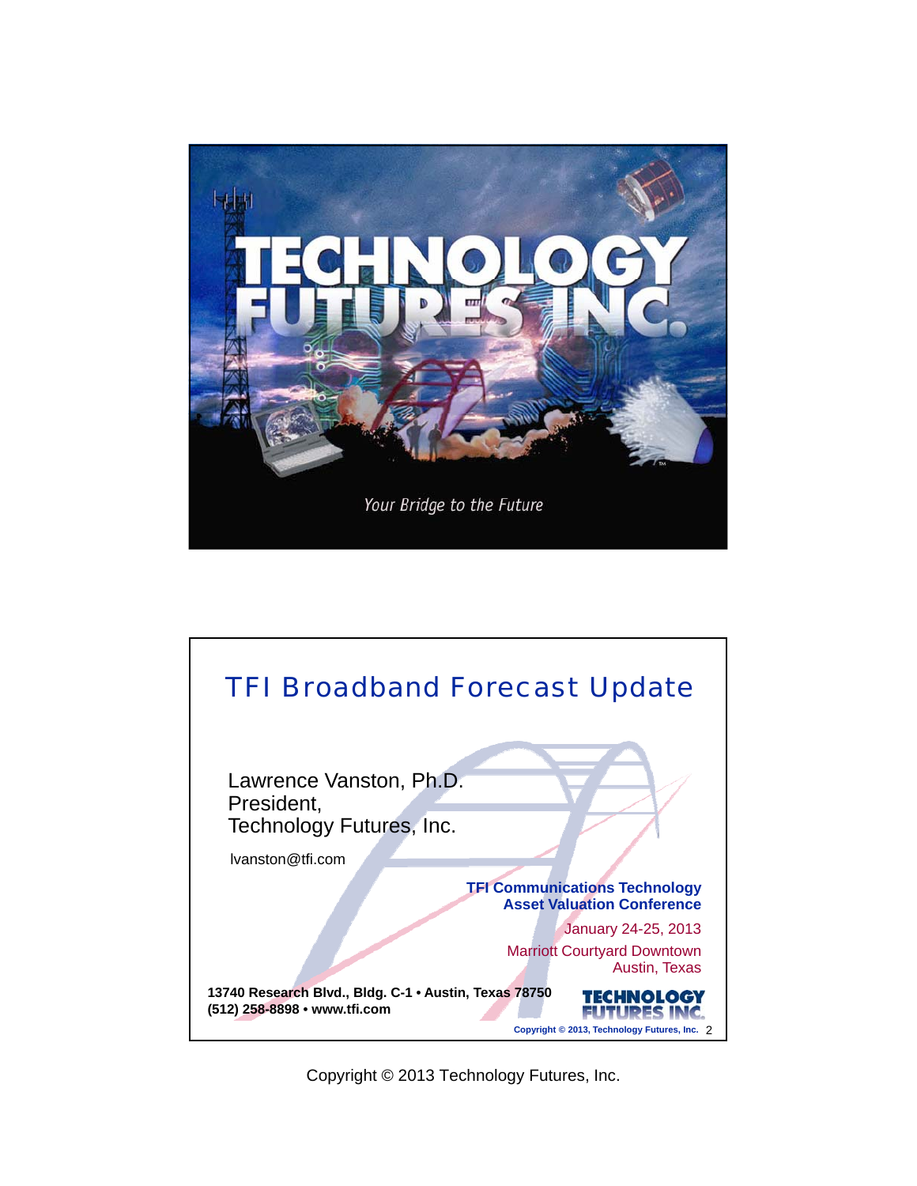TECHNOLOGY FUTURES INC.

*Your Bridge to the Future*

# TFI Broadband Forecast Update

Lawrence Vanston, Ph.D.
President,
Technology Futures, Inc.

lvanston@tfi.com

**TFI Communications Technology Asset Valuation Conference**

January 24-25, 2013

Marriott Courtyard Downtown
Austin, Texas

**13740 Research Blvd., Bldg. C-1 • Austin, Texas 78750**
**(512) 258-8898 • www.tfi.com**

TECHNOLOGY FUTURES INC.

Copyright © 2013, Technology Futures, Inc.

Copyright © 2013 Technology Futures, Inc.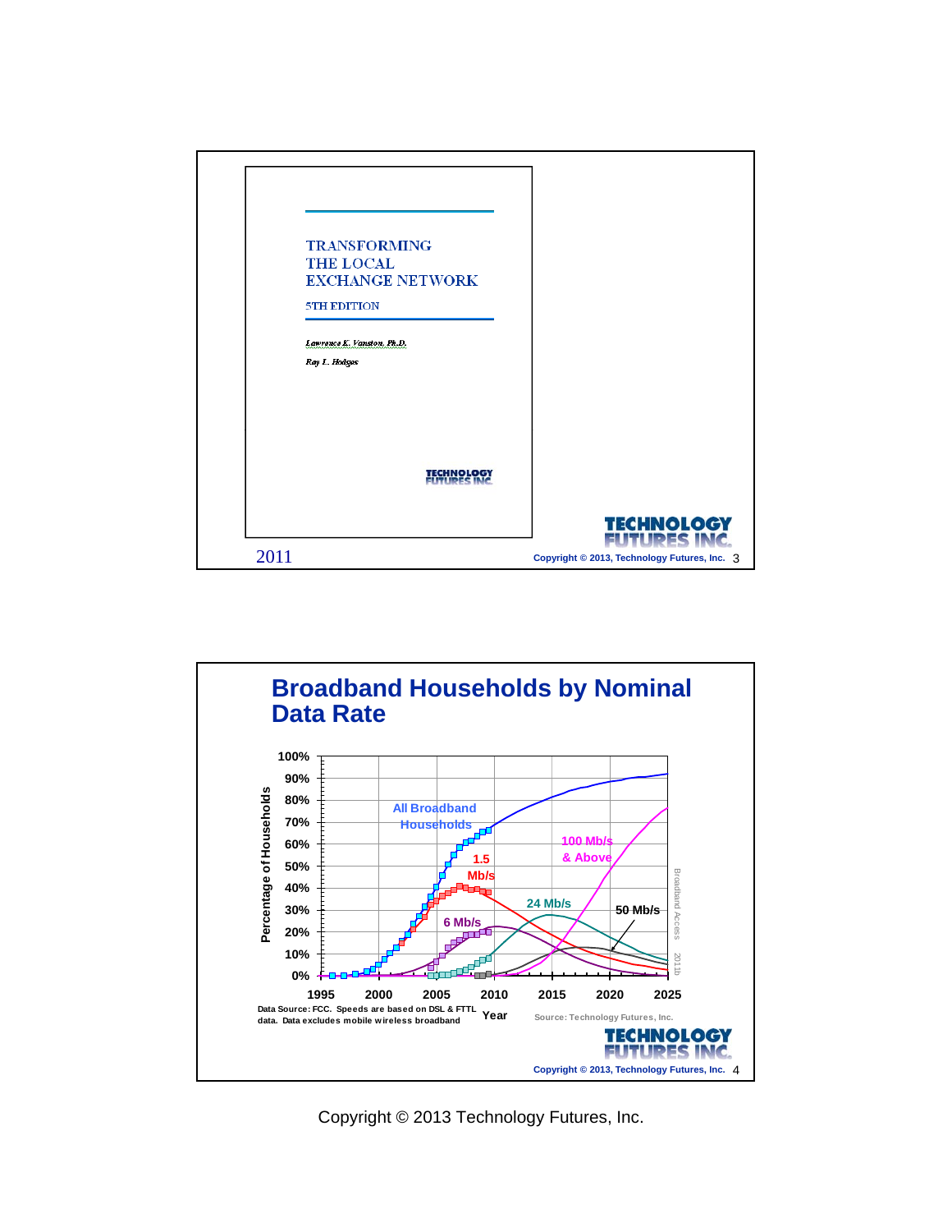TRANSFORMING
THE LOCAL
EXCHANGE NETWORK

5TH EDITION

*Lawrence K. Vanston, Ph.D.*

*Ray L. Hodges*

TECHNOLOGY FUTURES INC.

2011

TECHNOLOGY FUTURES INC.

Copyright © 2013, Technology Futures, Inc.

## Broadband Households by Nominal Data Rate

Percentage of Households: 0%, 10%, 20%, 30%, 40%, 50%, 60%, 70%, 80%, 90%, 100%

Year: 1995, 2000, 2005, 2010, 2015, 2020, 2025

All Broadband Households

1.5 Mb/s

6 Mb/s

24 Mb/s

50 Mb/s

100 Mb/s & Above

Broadband Access 2011b

Data Source: FCC. Speeds are based on DSL & FTTL data. Data excludes mobile wireless broadband

Source: Technology Futures, Inc.

TECHNOLOGY FUTURES INC.

Copyright © 2013, Technology Futures, Inc.

Copyright © 2013 Technology Futures, Inc.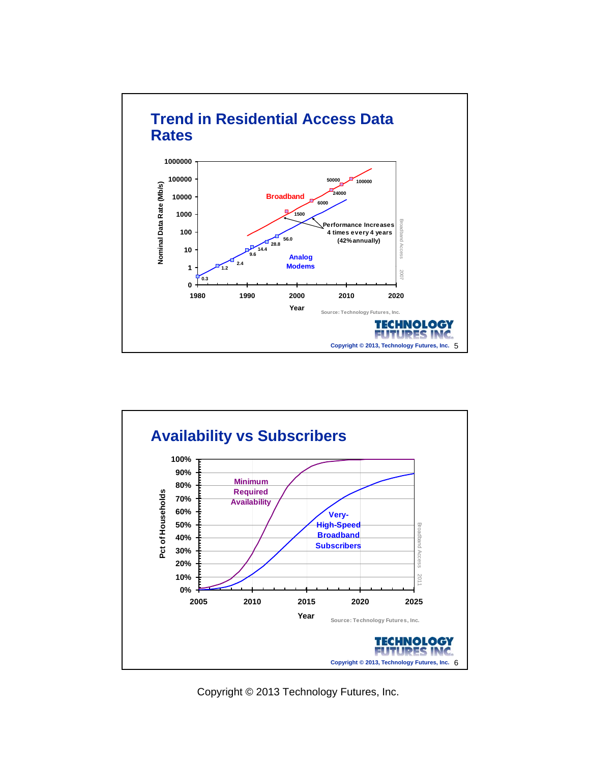## Trend in Residential Access Data Rates

Nominal Data Rate (Mb/s)

1000000
100000
10000
1000
100
10
1
0

1980 1990 2000 2010 2020

Year

Broadband: 1500, 6000, 24000, 50000, 100000

Analog Modems: 0.3, 1.2, 2.4, 9.6, 14.4, 28.8, 56.0

Performance Increases 4 times every 4 years (42% annually)

Broadband Access 2007

Source: Technology Futures, Inc.

Copyright © 2013, Technology Futures, Inc.

## Availability vs Subscribers

Pct of Households

100%
90%
80%
70%
60%
50%
40%
30%
20%
10%
0%

2005 2010 2015 2020 2025

Year

Minimum Required Availability

Very-High-Speed Broadband Subscribers

Broadband Access 2011

Source: Technology Futures, Inc.

Copyright © 2013, Technology Futures, Inc.

Copyright © 2013 Technology Futures, Inc.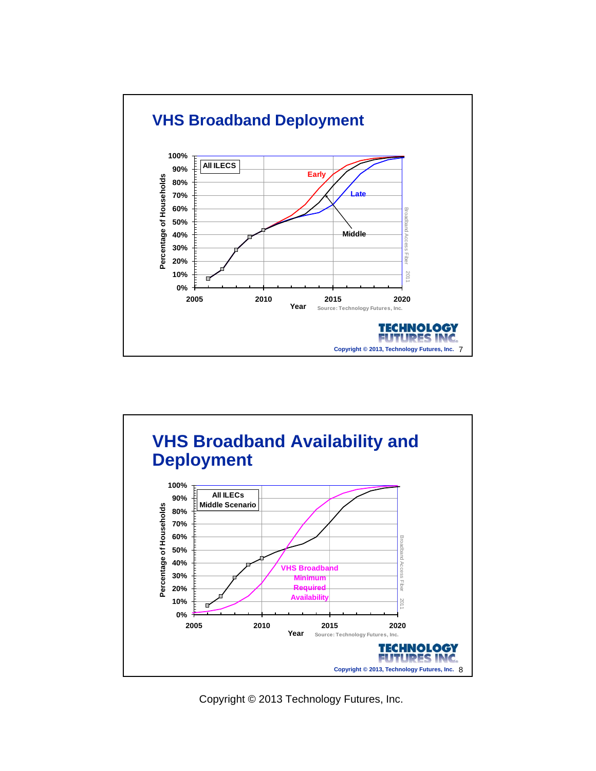## VHS Broadband Deployment

All ILECS

Early

Late

Middle

Percentage of Households

Year

Source: Technology Futures, Inc.

Broadband Access Fiber 2011

TECHNOLOGY FUTURES INC.

Copyright © 2013, Technology Futures, Inc.

## VHS Broadband Availability and Deployment

All ILECs
Middle Scenario

VHS Broadband Minimum Required Availability

Percentage of Households

Year

Source: Technology Futures, Inc.

Broadband Access Fiber 2011

TECHNOLOGY FUTURES INC.

Copyright © 2013, Technology Futures, Inc.

Copyright © 2013 Technology Futures, Inc.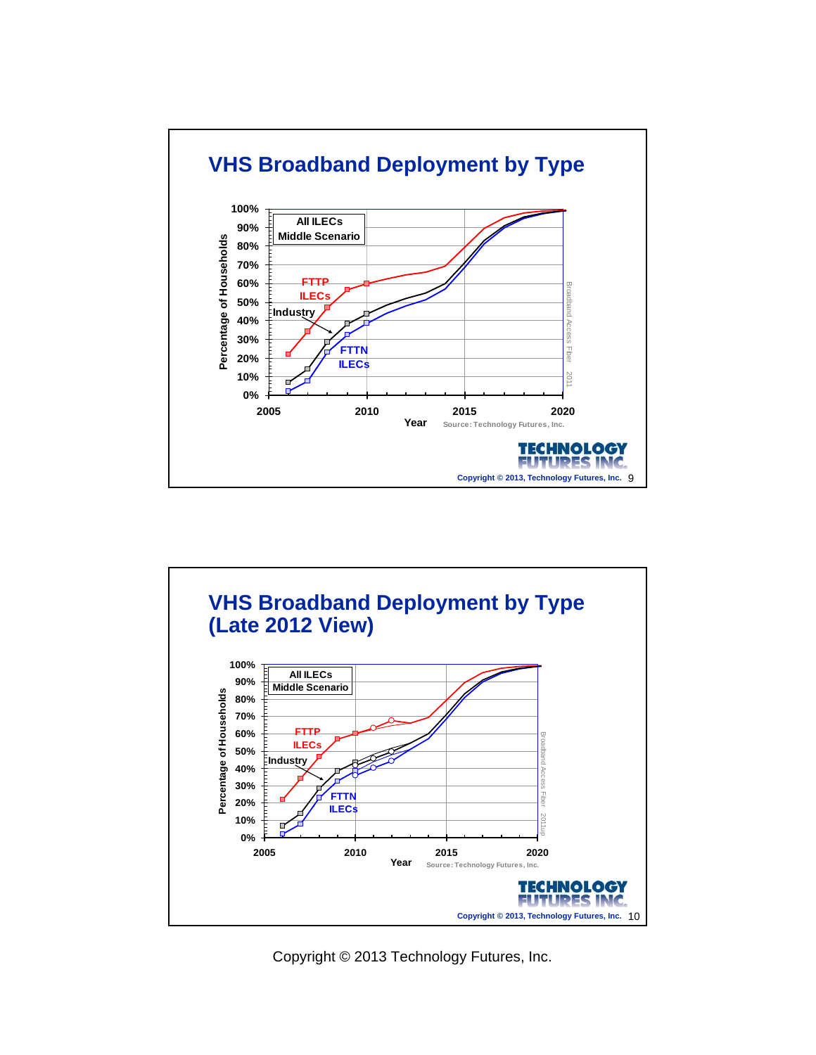## VHS Broadband Deployment by Type

All ILECs
Middle Scenario

Percentage of Households: 0%, 10%, 20%, 30%, 40%, 50%, 60%, 70%, 80%, 90%, 100%

FTTP ILECs

Industry

FTTN ILECs

Year: 2005, 2010, 2015, 2020

Source: Technology Futures, Inc.

Broadband Access Fiber 2011

TECHNOLOGY FUTURES INC.

Copyright © 2013, Technology Futures, Inc. 9

## VHS Broadband Deployment by Type (Late 2012 View)

All ILECs
Middle Scenario

Percentage of Households: 0%, 10%, 20%, 30%, 40%, 50%, 60%, 70%, 80%, 90%, 100%

FTTP ILECs

Industry

FTTN ILECs

Year: 2005, 2010, 2015, 2020

Source: Technology Futures, Inc.

Broadband Access Fiber 2011up

TECHNOLOGY FUTURES INC.

Copyright © 2013, Technology Futures, Inc. 10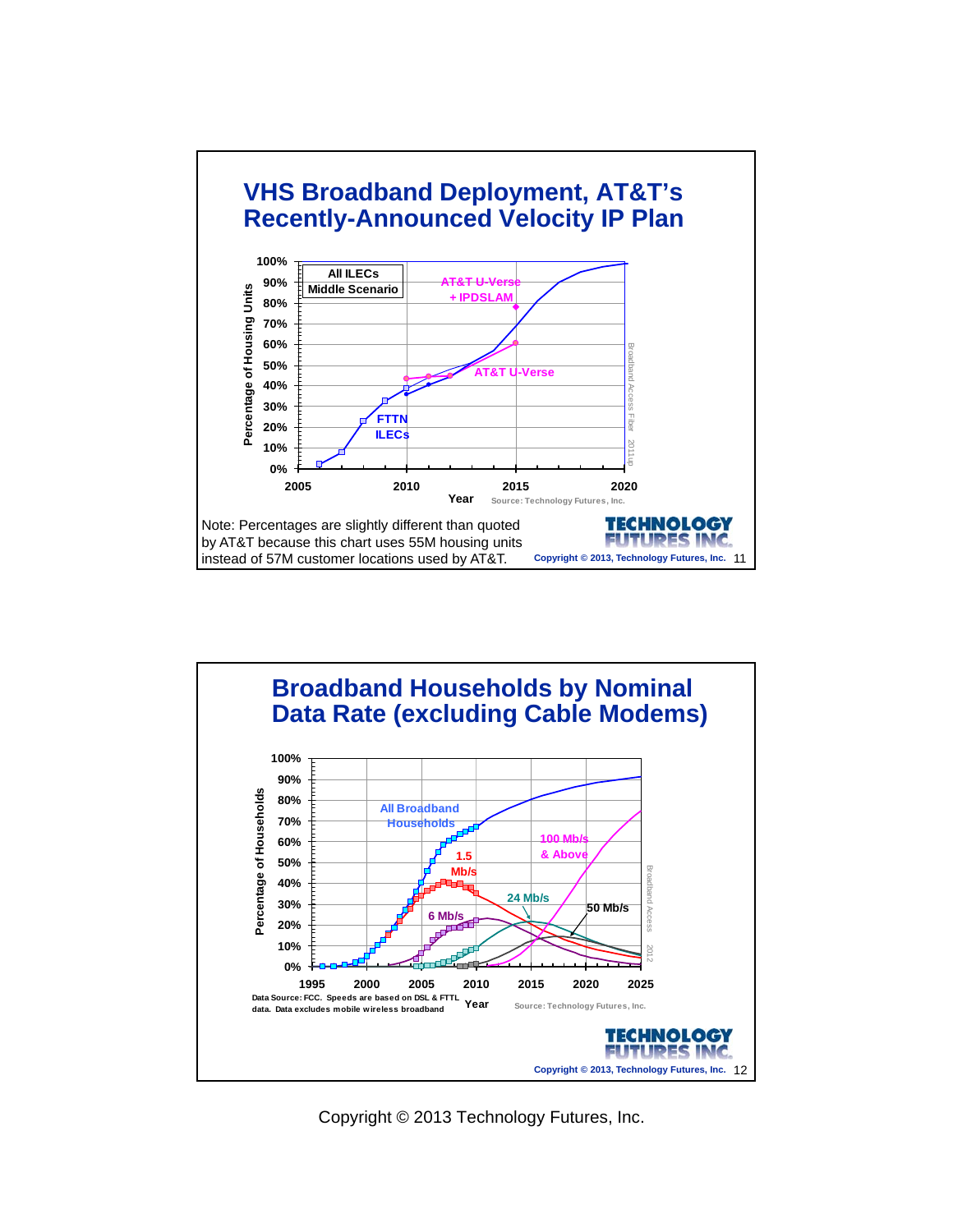## VHS Broadband Deployment, AT&T's Recently-Announced Velocity IP Plan

All ILECs
Middle Scenario

AT&T U-Verse + IPDSLAM

AT&T U-Verse

FTTN ILECs

Percentage of Housing Units

Year

Source: Technology Futures, Inc.

Note: Percentages are slightly different than quoted by AT&T because this chart uses 55M housing units instead of 57M customer locations used by AT&T.

Copyright © 2013, Technology Futures, Inc.

## Broadband Households by Nominal Data Rate (excluding Cable Modems)

All Broadband Households

1.5 Mb/s

6 Mb/s

24 Mb/s

50 Mb/s

100 Mb/s & Above

Percentage of Households

Year

Data Source: FCC. Speeds are based on DSL & FTTL data. Data excludes mobile wireless broadband

Source: Technology Futures, Inc.

Copyright © 2013, Technology Futures, Inc.

Copyright © 2013 Technology Futures, Inc.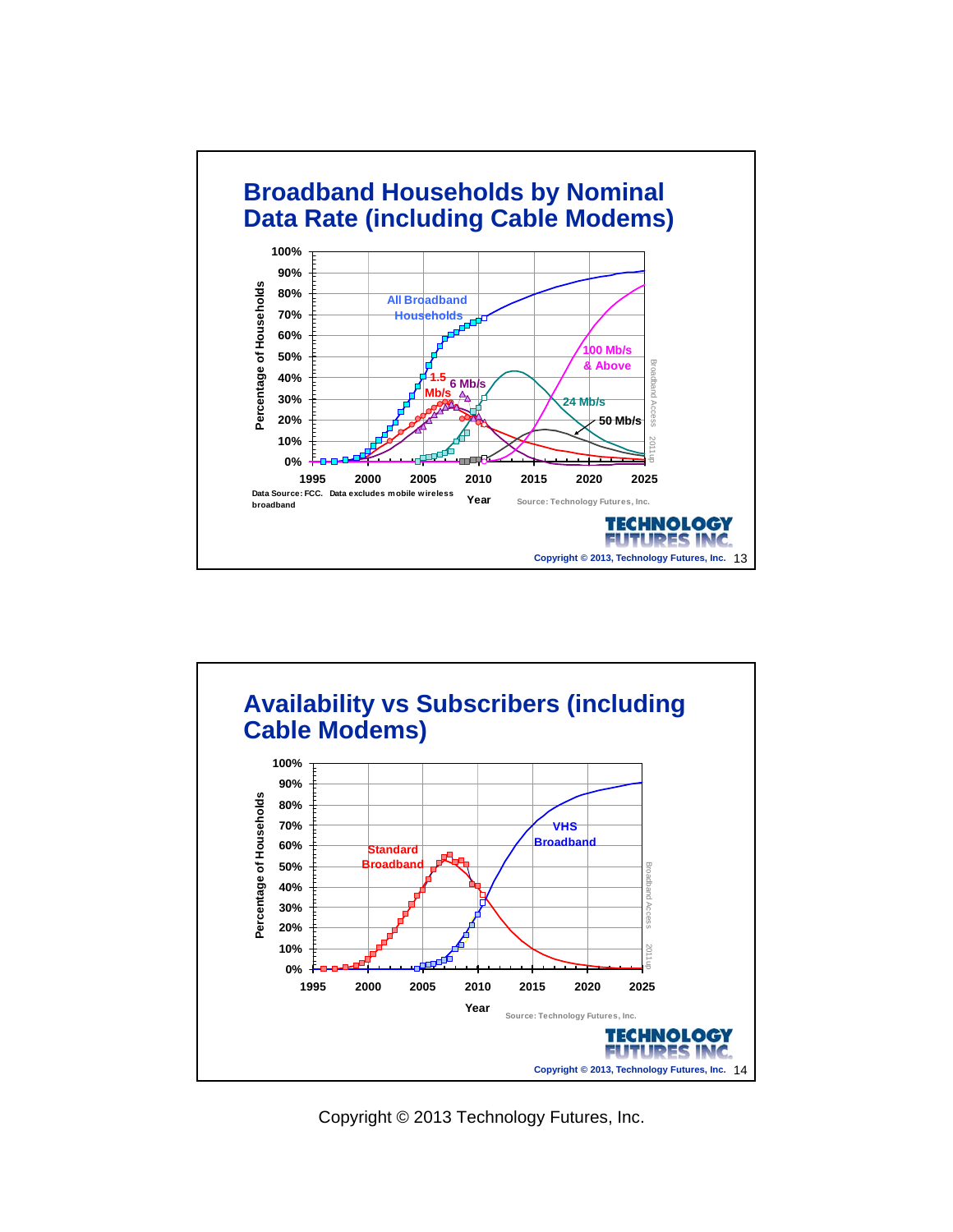## Broadband Households by Nominal Data Rate (including Cable Modems)

Data Source: FCC. Data excludes mobile wireless broadband

Source: Technology Futures, Inc.

Copyright © 2013, Technology Futures, Inc.

## Availability vs Subscribers (including Cable Modems)

Source: Technology Futures, Inc.

Copyright © 2013, Technology Futures, Inc.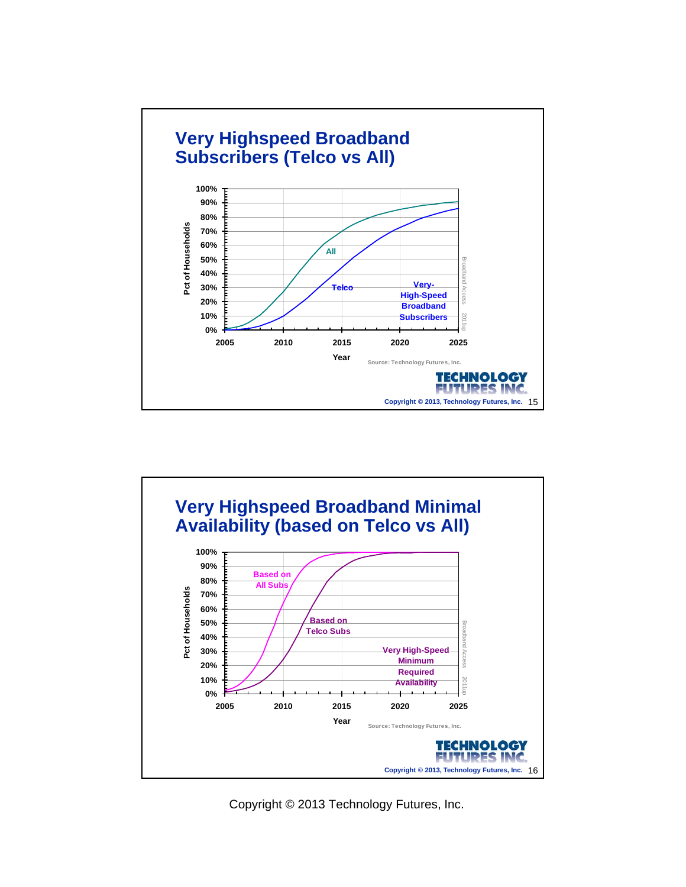## Very Highspeed Broadband Subscribers (Telco vs All)

Pct of Households

100%
90%
80%
70%
60%
50%
40%
30%
20%
10%
0%

2005 2010 2015 2020 2025

Year

All

Telco

Very-High-Speed Broadband Subscribers

Source: Technology Futures, Inc.

TECHNOLOGY FUTURES INC.

Copyright © 2013, Technology Futures, Inc.

## Very Highspeed Broadband Minimal Availability (based on Telco vs All)

Pct of Households

100%
90%
80%
70%
60%
50%
40%
30%
20%
10%
0%

2005 2010 2015 2020 2025

Year

Based on All Subs

Based on Telco Subs

Very High-Speed Minimum Required Availability

Source: Technology Futures, Inc.

TECHNOLOGY FUTURES INC.

Copyright © 2013, Technology Futures, Inc.

Copyright © 2013 Technology Futures, Inc.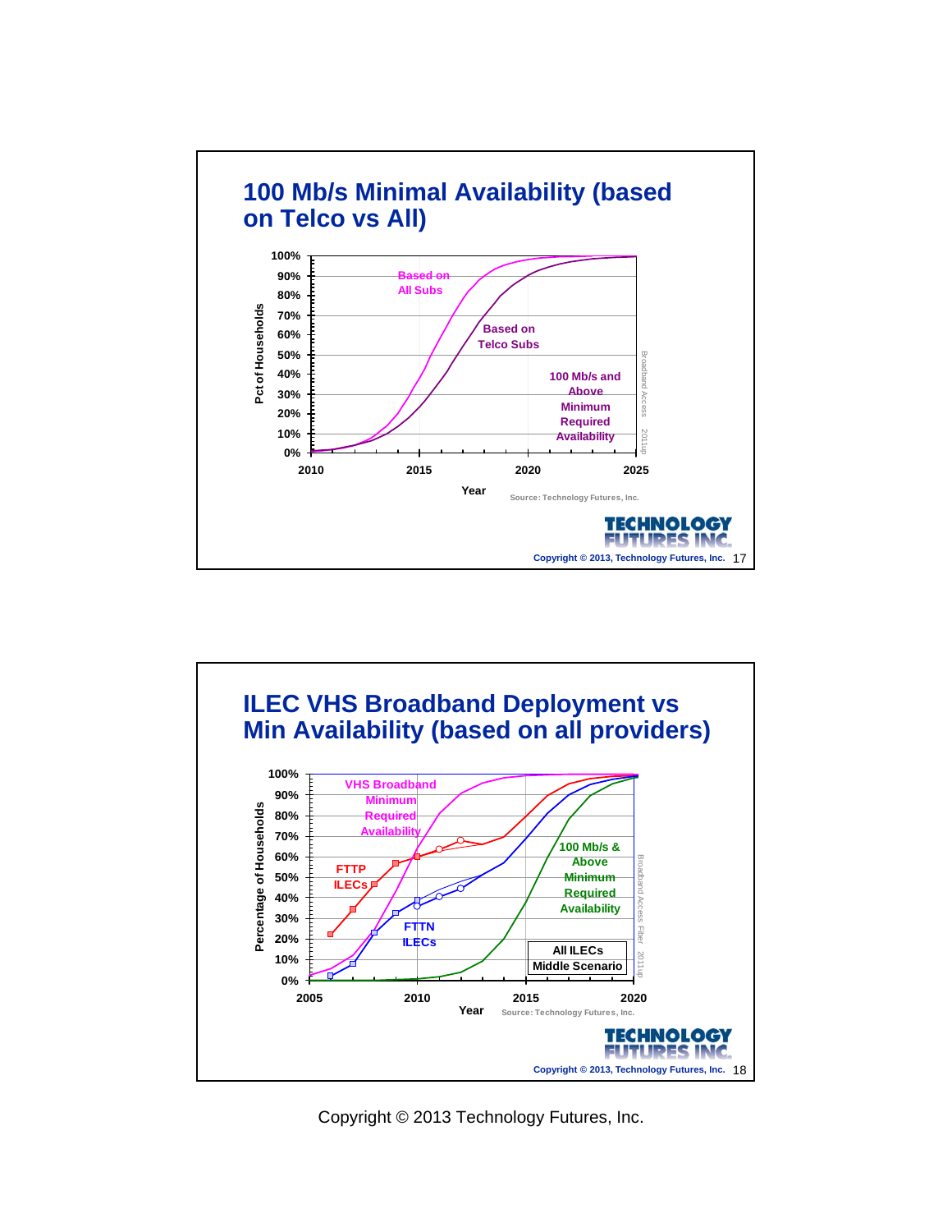## 100 Mb/s Minimal Availability (based on Telco vs All)

Pct of Households

100%
90%
80%
70%
60%
50%
40%
30%
20%
10%
0%

2010 2015 2020 2025

Year

Based on All Subs

Based on Telco Subs

100 Mb/s and Above Minimum Required Availability

Broadband Access 2011up

Source: Technology Futures, Inc.

TECHNOLOGY FUTURES INC.

Copyright © 2013, Technology Futures, Inc. 17

## ILEC VHS Broadband Deployment vs Min Availability (based on all providers)

Percentage of Households

100%
90%
80%
70%
60%
50%
40%
30%
20%
10%
0%

2005 2010 2015 2020

Year

VHS Broadband Minimum Required Availability

FTTP ILECs

FTTN ILECs

100 Mb/s & Above Minimum Required Availability

All ILECs
Middle Scenario

Broadband Access Fiber 2011up

Source: Technology Futures, Inc.

TECHNOLOGY FUTURES INC.

Copyright © 2013, Technology Futures, Inc. 18

Copyright © 2013 Technology Futures, Inc.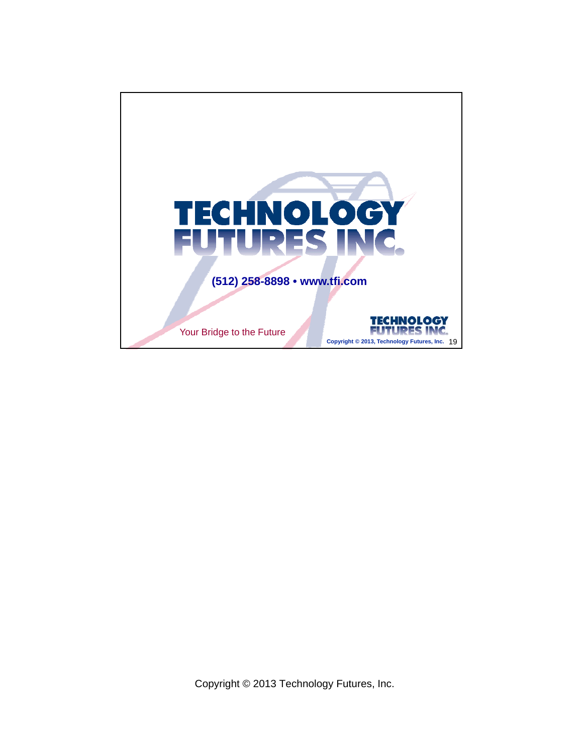TECHNOLOGY FUTURES INC.

(512) 258-8898 • www.tfi.com

Your Bridge to the Future

Copyright © 2013, Technology Futures, Inc.

Copyright © 2013 Technology Futures, Inc.